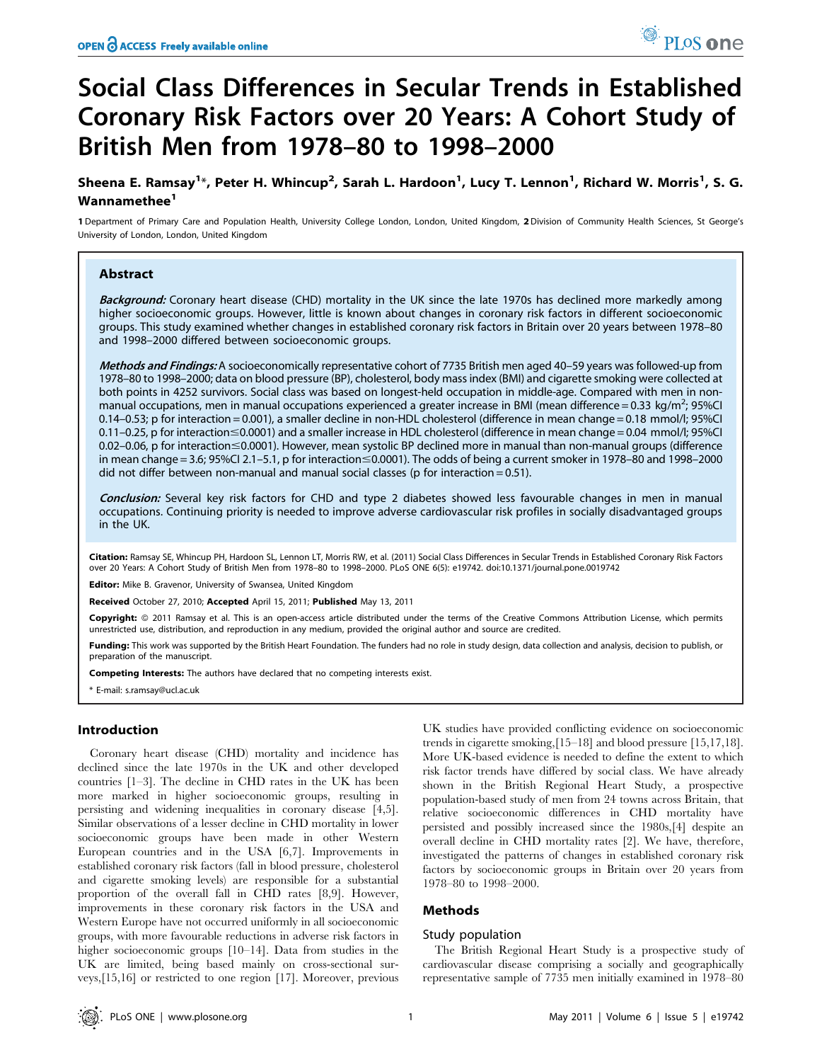# Social Class Differences in Secular Trends in Established Coronary Risk Factors over 20 Years: A Cohort Study of British Men from 1978–80 to 1998–2000

**Sheena E. Ramsay[1]*, Peter H. Whincup[2], Sarah L. Hardoon[1], Lucy T. Lennon[1], Richard W. Morris[1], S. G. Wannamethee[1]**

1 Department of Primary Care and Population Health, University College London, London, United Kingdom, 2 Division of Community Health Sciences, St George's University of London, London, United Kingdom

## Abstract

***Background:*** Coronary heart disease (CHD) mortality in the UK since the late 1970s has declined more markedly among higher socioeconomic groups. However, little is known about changes in coronary risk factors in different socioeconomic groups. This study examined whether changes in established coronary risk factors in Britain over 20 years between 1978–80 and 1998–2000 differed between socioeconomic groups.

***Methods and Findings:*** A socioeconomically representative cohort of 7735 British men aged 40–59 years was followed-up from 1978–80 to 1998–2000; data on blood pressure (BP), cholesterol, body mass index (BMI) and cigarette smoking were collected at both points in 4252 survivors. Social class was based on longest-held occupation in middle-age. Compared with men in non-manual occupations, men in manual occupations experienced a greater increase in BMI (mean difference = 0.33 kg/m$^2$; 95%CI 0.14–0.53; p for interaction = 0.001), a smaller decline in non-HDL cholesterol (difference in mean change = 0.18 mmol/l; 95%CI 0.11–0.25, p for interaction≤0.0001) and a smaller increase in HDL cholesterol (difference in mean change = 0.04 mmol/l; 95%CI 0.02–0.06, p for interaction≤0.0001). However, mean systolic BP declined more in manual than non-manual groups (difference in mean change = 3.6; 95%CI 2.1–5.1, p for interaction≤0.0001). The odds of being a current smoker in 1978–80 and 1998–2000 did not differ between non-manual and manual social classes (p for interaction = 0.51).

***Conclusion:*** Several key risk factors for CHD and type 2 diabetes showed less favourable changes in men in manual occupations. Continuing priority is needed to improve adverse cardiovascular risk profiles in socially disadvantaged groups in the UK.

**Citation:** Ramsay SE, Whincup PH, Hardoon SL, Lennon LT, Morris RW, et al. (2011) Social Class Differences in Secular Trends in Established Coronary Risk Factors over 20 Years: A Cohort Study of British Men from 1978–80 to 1998–2000. PLoS ONE 6(5): e19742. doi:10.1371/journal.pone.0019742

**Editor:** Mike B. Gravenor, University of Swansea, United Kingdom

**Received** October 27, 2010; **Accepted** April 15, 2011; **Published** May 13, 2011

**Copyright:** © 2011 Ramsay et al. This is an open-access article distributed under the terms of the Creative Commons Attribution License, which permits unrestricted use, distribution, and reproduction in any medium, provided the original author and source are credited.

**Funding:** This work was supported by the British Heart Foundation. The funders had no role in study design, data collection and analysis, decision to publish, or preparation of the manuscript.

**Competing Interests:** The authors have declared that no competing interests exist.

\* E-mail: s.ramsay@ucl.ac.uk

## Introduction

Coronary heart disease (CHD) mortality and incidence has declined since the late 1970s in the UK and other developed countries [1–3]. The decline in CHD rates in the UK has been more marked in higher socioeconomic groups, resulting in persisting and widening inequalities in coronary disease [4,5]. Similar observations of a lesser decline in CHD mortality in lower socioeconomic groups have been made in other Western European countries and in the USA [6,7]. Improvements in established coronary risk factors (fall in blood pressure, cholesterol and cigarette smoking levels) are responsible for a substantial proportion of the overall fall in CHD rates [8,9]. However, improvements in these coronary risk factors in the USA and Western Europe have not occurred uniformly in all socioeconomic groups, with more favourable reductions in adverse risk factors in higher socioeconomic groups [10–14]. Data from studies in the UK are limited, being based mainly on cross-sectional surveys,[15,16] or restricted to one region [17]. Moreover, previous UK studies have provided conflicting evidence on socioeconomic trends in cigarette smoking,[15–18] and blood pressure [15,17,18]. More UK-based evidence is needed to define the extent to which risk factor trends have differed by social class. We have already shown in the British Regional Heart Study, a prospective population-based study of men from 24 towns across Britain, that relative socioeconomic differences in CHD mortality have persisted and possibly increased since the 1980s,[4] despite an overall decline in CHD mortality rates [2]. We have, therefore, investigated the patterns of changes in established coronary risk factors by socioeconomic groups in Britain over 20 years from 1978–80 to 1998–2000.

## Methods

### Study population

The British Regional Heart Study is a prospective study of cardiovascular disease comprising a socially and geographically representative sample of 7735 men initially examined in 1978–80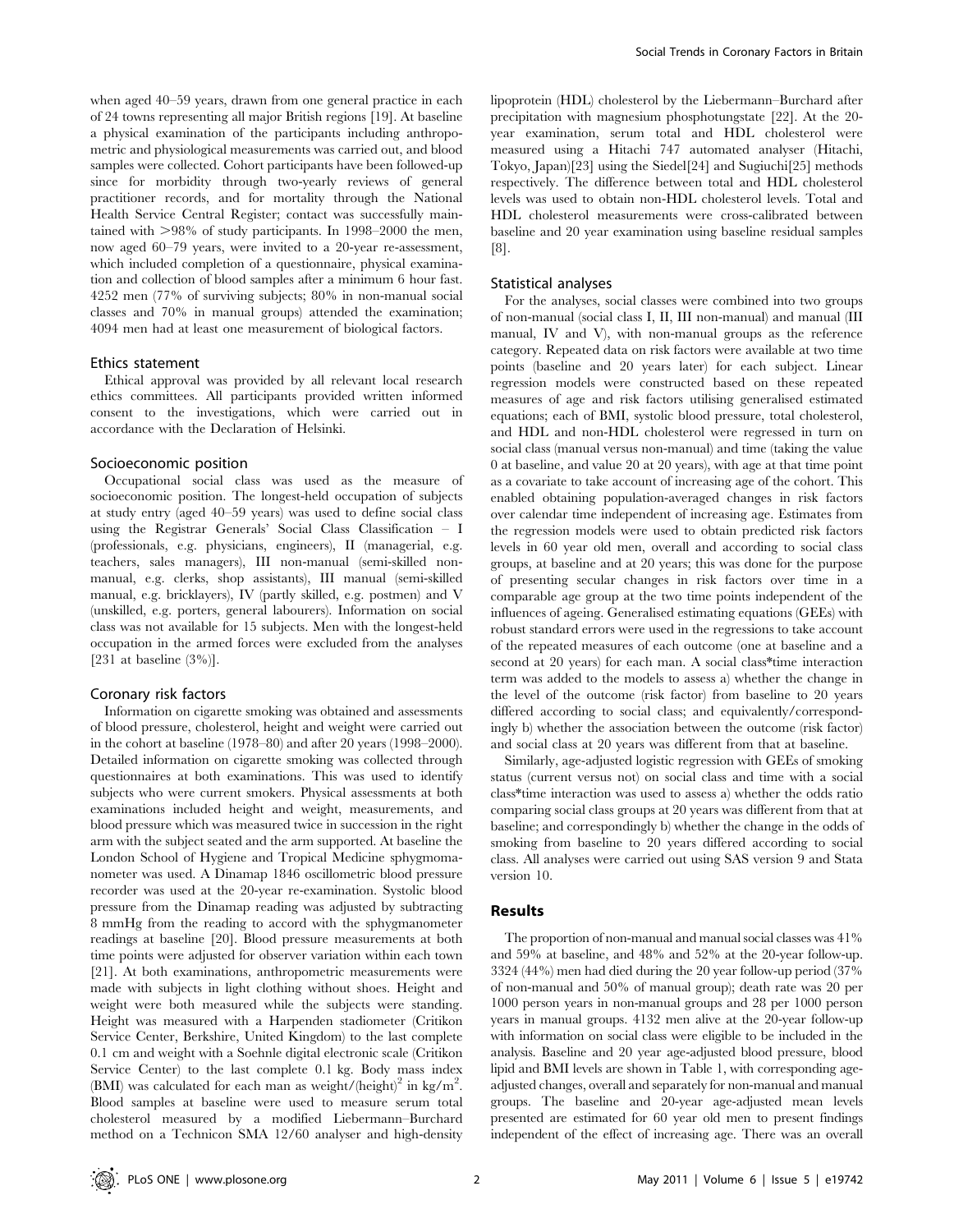when aged 40–59 years, drawn from one general practice in each of 24 towns representing all major British regions [19]. At baseline a physical examination of the participants including anthropometric and physiological measurements was carried out, and blood samples were collected. Cohort participants have been followed-up since for morbidity through two-yearly reviews of general practitioner records, and for mortality through the National Health Service Central Register; contact was successfully maintained with >98% of study participants. In 1998–2000 the men, now aged 60–79 years, were invited to a 20-year re-assessment, which included completion of a questionnaire, physical examination and collection of blood samples after a minimum 6 hour fast. 4252 men (77% of surviving subjects; 80% in non-manual social classes and 70% in manual groups) attended the examination; 4094 men had at least one measurement of biological factors.

### Ethics statement

Ethical approval was provided by all relevant local research ethics committees. All participants provided written informed consent to the investigations, which were carried out in accordance with the Declaration of Helsinki.

### Socioeconomic position

Occupational social class was used as the measure of socioeconomic position. The longest-held occupation of subjects at study entry (aged 40–59 years) was used to define social class using the Registrar Generals' Social Class Classification – I (professionals, e.g. physicians, engineers), II (managerial, e.g. teachers, sales managers), III non-manual (semi-skilled non-manual, e.g. clerks, shop assistants), III manual (semi-skilled manual, e.g. bricklayers), IV (partly skilled, e.g. postmen) and V (unskilled, e.g. porters, general labourers). Information on social class was not available for 15 subjects. Men with the longest-held occupation in the armed forces were excluded from the analyses [231 at baseline (3%)].

### Coronary risk factors

Information on cigarette smoking was obtained and assessments of blood pressure, cholesterol, height and weight were carried out in the cohort at baseline (1978–80) and after 20 years (1998–2000). Detailed information on cigarette smoking was collected through questionnaires at both examinations. This was used to identify subjects who were current smokers. Physical assessments at both examinations included height and weight, measurements, and blood pressure which was measured twice in succession in the right arm with the subject seated and the arm supported. At baseline the London School of Hygiene and Tropical Medicine sphygmomanometer was used. A Dinamap 1846 oscillometric blood pressure recorder was used at the 20-year re-examination. Systolic blood pressure from the Dinamap reading was adjusted by subtracting 8 mmHg from the reading to accord with the sphygmanometer readings at baseline [20]. Blood pressure measurements at both time points were adjusted for observer variation within each town [21]. At both examinations, anthropometric measurements were made with subjects in light clothing without shoes. Height and weight were both measured while the subjects were standing. Height was measured with a Harpenden stadiometer (Critikon Service Center, Berkshire, United Kingdom) to the last complete 0.1 cm and weight with a Soehnle digital electronic scale (Critikon Service Center) to the last complete 0.1 kg. Body mass index (BMI) was calculated for each man as weight/(height)$^2$ in kg/m$^2$. Blood samples at baseline were used to measure serum total cholesterol measured by a modified Liebermann–Burchard method on a Technicon SMA 12/60 analyser and high-density lipoprotein (HDL) cholesterol by the Liebermann–Burchard after precipitation with magnesium phosphotungstate [22]. At the 20-year examination, serum total and HDL cholesterol were measured using a Hitachi 747 automated analyser (Hitachi, Tokyo, Japan)[23] using the Siedel[24] and Sugiuchi[25] methods respectively. The difference between total and HDL cholesterol levels was used to obtain non-HDL cholesterol levels. Total and HDL cholesterol measurements were cross-calibrated between baseline and 20 year examination using baseline residual samples [8].

### Statistical analyses

For the analyses, social classes were combined into two groups of non-manual (social class I, II, III non-manual) and manual (III manual, IV and V), with non-manual groups as the reference category. Repeated data on risk factors were available at two time points (baseline and 20 years later) for each subject. Linear regression models were constructed based on these repeated measures of age and risk factors utilising generalised estimated equations; each of BMI, systolic blood pressure, total cholesterol, and HDL and non-HDL cholesterol were regressed in turn on social class (manual versus non-manual) and time (taking the value 0 at baseline, and value 20 at 20 years), with age at that time point as a covariate to take account of increasing age of the cohort. This enabled obtaining population-averaged changes in risk factors over calendar time independent of increasing age. Estimates from the regression models were used to obtain predicted risk factors levels in 60 year old men, overall and according to social class groups, at baseline and at 20 years; this was done for the purpose of presenting secular changes in risk factors over time in a comparable age group at the two time points independent of the influences of ageing. Generalised estimating equations (GEEs) with robust standard errors were used in the regressions to take account of the repeated measures of each outcome (one at baseline and a second at 20 years) for each man. A social class*time interaction term was added to the models to assess a) whether the change in the level of the outcome (risk factor) from baseline to 20 years differed according to social class; and equivalently/correspondingly b) whether the association between the outcome (risk factor) and social class at 20 years was different from that at baseline.

Similarly, age-adjusted logistic regression with GEEs of smoking status (current versus not) on social class and time with a social class*time interaction was used to assess a) whether the odds ratio comparing social class groups at 20 years was different from that at baseline; and correspondingly b) whether the change in the odds of smoking from baseline to 20 years differed according to social class. All analyses were carried out using SAS version 9 and Stata version 10.

## Results

The proportion of non-manual and manual social classes was 41% and 59% at baseline, and 48% and 52% at the 20-year follow-up. 3324 (44%) men had died during the 20 year follow-up period (37% of non-manual and 50% of manual group); death rate was 20 per 1000 person years in non-manual groups and 28 per 1000 person years in manual groups. 4132 men alive at the 20-year follow-up with information on social class were eligible to be included in the analysis. Baseline and 20 year age-adjusted blood pressure, blood lipid and BMI levels are shown in Table 1, with corresponding age-adjusted changes, overall and separately for non-manual and manual groups. The baseline and 20-year age-adjusted mean levels presented are estimated for 60 year old men to present findings independent of the effect of increasing age. There was an overall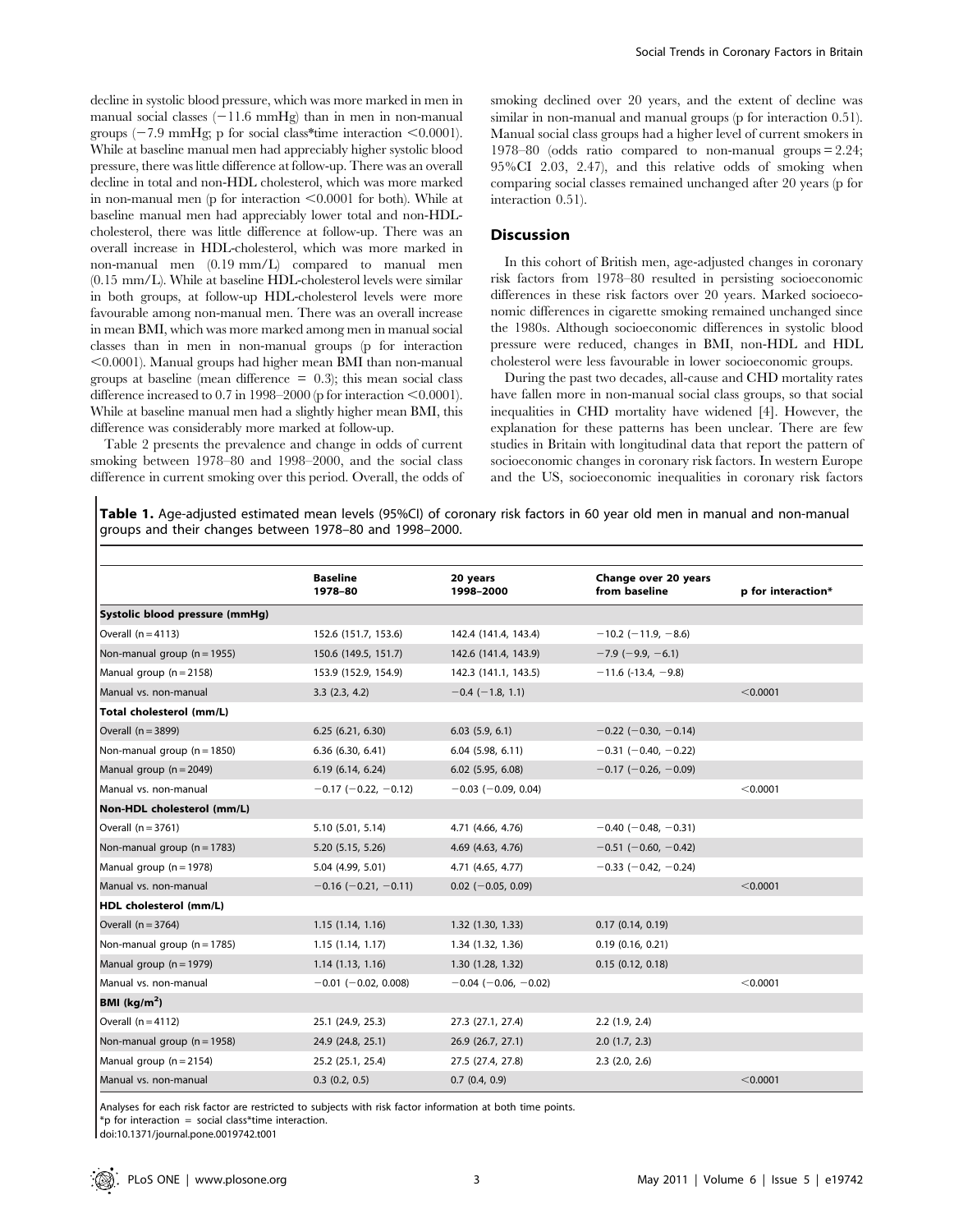decline in systolic blood pressure, which was more marked in men in manual social classes (−11.6 mmHg) than in men in non-manual groups (−7.9 mmHg; p for social class*time interaction <0.0001). While at baseline manual men had appreciably higher systolic blood pressure, there was little difference at follow-up. There was an overall decline in total and non-HDL cholesterol, which was more marked in non-manual men (p for interaction <0.0001 for both). While at baseline manual men had appreciably lower total and non-HDL-cholesterol, there was little difference at follow-up. There was an overall increase in HDL-cholesterol, which was more marked in non-manual men (0.19 mm/L) compared to manual men (0.15 mm/L). While at baseline HDL-cholesterol levels were similar in both groups, at follow-up HDL-cholesterol levels were more favourable among non-manual men. There was an overall increase in mean BMI, which was more marked among men in manual social classes than in men in non-manual groups (p for interaction <0.0001). Manual groups had higher mean BMI than non-manual groups at baseline (mean difference = 0.3); this mean social class difference increased to 0.7 in 1998–2000 (p for interaction <0.0001). While at baseline manual men had a slightly higher mean BMI, this difference was considerably more marked at follow-up.

Table 2 presents the prevalence and change in odds of current smoking between 1978–80 and 1998–2000, and the social class difference in current smoking over this period. Overall, the odds of smoking declined over 20 years, and the extent of decline was similar in non-manual and manual groups (p for interaction 0.51). Manual social class groups had a higher level of current smokers in 1978–80 (odds ratio compared to non-manual groups = 2.24; 95%CI 2.03, 2.47), and this relative odds of smoking when comparing social classes remained unchanged after 20 years (p for interaction 0.51).

## Discussion

In this cohort of British men, age-adjusted changes in coronary risk factors from 1978–80 resulted in persisting socioeconomic differences in these risk factors over 20 years. Marked socioeconomic differences in cigarette smoking remained unchanged since the 1980s. Although socioeconomic differences in systolic blood pressure were reduced, changes in BMI, non-HDL and HDL cholesterol were less favourable in lower socioeconomic groups.

During the past two decades, all-cause and CHD mortality rates have fallen more in non-manual social class groups, so that social inequalities in CHD mortality have widened [4]. However, the explanation for these patterns has been unclear. There are few studies in Britain with longitudinal data that report the pattern of socioeconomic changes in coronary risk factors. In western Europe and the US, socioeconomic inequalities in coronary risk factors

**Table 1.** Age-adjusted estimated mean levels (95%CI) of coronary risk factors in 60 year old men in manual and non-manual groups and their changes between 1978–80 and 1998–2000.

| | Baseline 1978–80 | 20 years 1998–2000 | Change over 20 years from baseline | p for interaction* |
|---|---|---|---|---|
| **Systolic blood pressure (mmHg)** | | | | |
| Overall (n = 4113) | 152.6 (151.7, 153.6) | 142.4 (141.4, 143.4) | −10.2 (−11.9, −8.6) | |
| Non-manual group (n = 1955) | 150.6 (149.5, 151.7) | 142.6 (141.4, 143.9) | −7.9 (−9.9, −6.1) | |
| Manual group (n = 2158) | 153.9 (152.9, 154.9) | 142.3 (141.1, 143.5) | −11.6 (-13.4, −9.8) | |
| Manual vs. non-manual | 3.3 (2.3, 4.2) | −0.4 (−1.8, 1.1) | | <0.0001 |
| **Total cholesterol (mm/L)** | | | | |
| Overall (n = 3899) | 6.25 (6.21, 6.30) | 6.03 (5.9, 6.1) | −0.22 (−0.30, −0.14) | |
| Non-manual group (n = 1850) | 6.36 (6.30, 6.41) | 6.04 (5.98, 6.11) | −0.31 (−0.40, −0.22) | |
| Manual group (n = 2049) | 6.19 (6.14, 6.24) | 6.02 (5.95, 6.08) | −0.17 (−0.26, −0.09) | |
| Manual vs. non-manual | −0.17 (−0.22, −0.12) | −0.03 (−0.09, 0.04) | | <0.0001 |
| **Non-HDL cholesterol (mm/L)** | | | | |
| Overall (n = 3761) | 5.10 (5.01, 5.14) | 4.71 (4.66, 4.76) | −0.40 (−0.48, −0.31) | |
| Non-manual group (n = 1783) | 5.20 (5.15, 5.26) | 4.69 (4.63, 4.76) | −0.51 (−0.60, −0.42) | |
| Manual group (n = 1978) | 5.04 (4.99, 5.01) | 4.71 (4.65, 4.77) | −0.33 (−0.42, −0.24) | |
| Manual vs. non-manual | −0.16 (−0.21, −0.11) | 0.02 (−0.05, 0.09) | | <0.0001 |
| **HDL cholesterol (mm/L)** | | | | |
| Overall (n = 3764) | 1.15 (1.14, 1.16) | 1.32 (1.30, 1.33) | 0.17 (0.14, 0.19) | |
| Non-manual group (n = 1785) | 1.15 (1.14, 1.17) | 1.34 (1.32, 1.36) | 0.19 (0.16, 0.21) | |
| Manual group (n = 1979) | 1.14 (1.13, 1.16) | 1.30 (1.28, 1.32) | 0.15 (0.12, 0.18) | |
| Manual vs. non-manual | −0.01 (−0.02, 0.008) | −0.04 (−0.06, −0.02) | | <0.0001 |
| **BMI (kg/m$^2$)** | | | | |
| Overall (n = 4112) | 25.1 (24.9, 25.3) | 27.3 (27.1, 27.4) | 2.2 (1.9, 2.4) | |
| Non-manual group (n = 1958) | 24.9 (24.8, 25.1) | 26.9 (26.7, 27.1) | 2.0 (1.7, 2.3) | |
| Manual group (n = 2154) | 25.2 (25.1, 25.4) | 27.5 (27.4, 27.8) | 2.3 (2.0, 2.6) | |
| Manual vs. non-manual | 0.3 (0.2, 0.5) | 0.7 (0.4, 0.9) | | <0.0001 |

Analyses for each risk factor are restricted to subjects with risk factor information at both time points.
*p for interaction = social class*time interaction.
doi:10.1371/journal.pone.0019742.t001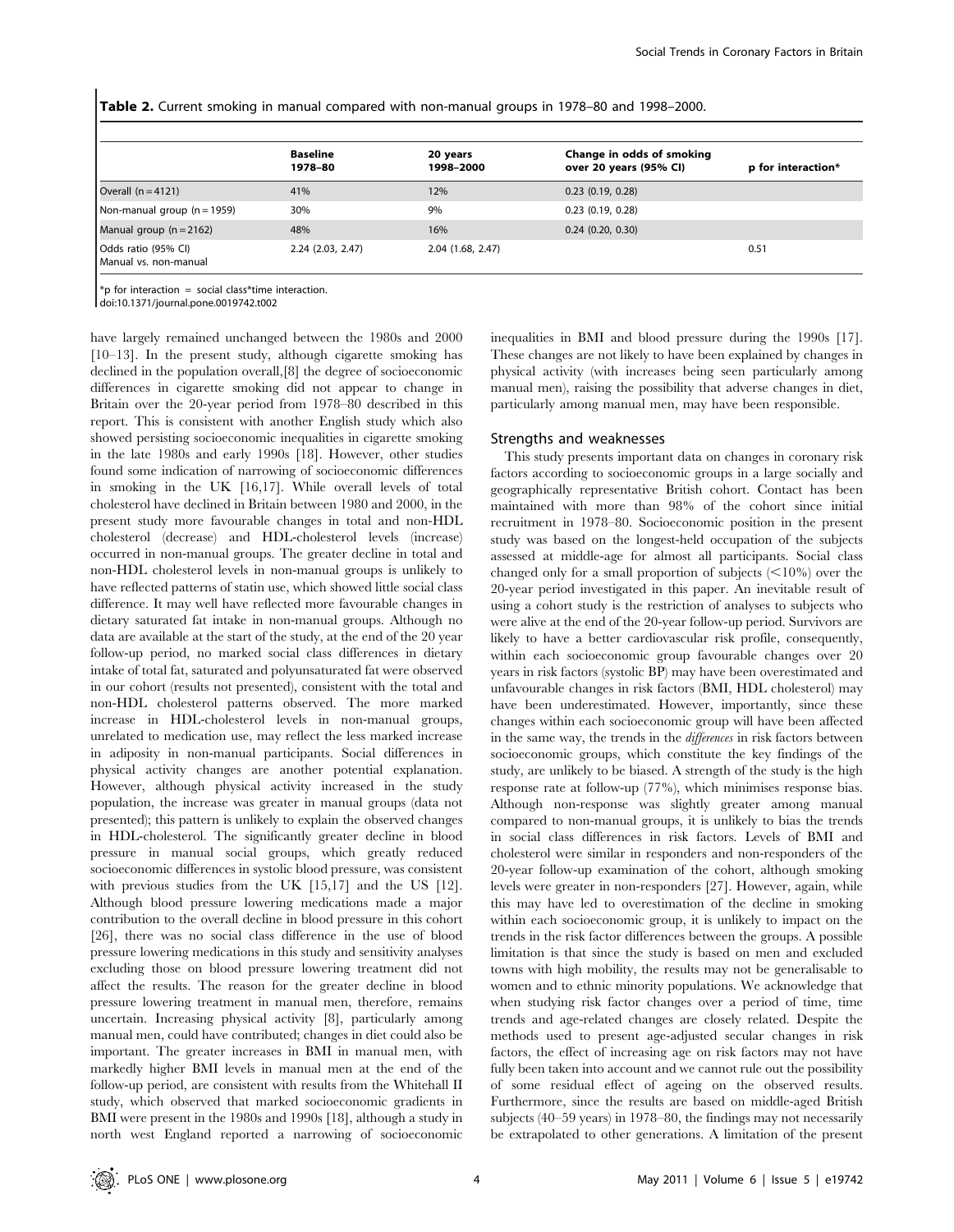**Table 2.** Current smoking in manual compared with non-manual groups in 1978–80 and 1998–2000.

| | Baseline 1978–80 | 20 years 1998–2000 | Change in odds of smoking over 20 years (95% CI) | p for interaction* |
|---|---|---|---|---|
| Overall (n = 4121) | 41% | 12% | 0.23 (0.19, 0.28) | |
| Non-manual group (n = 1959) | 30% | 9% | 0.23 (0.19, 0.28) | |
| Manual group (n = 2162) | 48% | 16% | 0.24 (0.20, 0.30) | |
| Odds ratio (95% CI) Manual vs. non-manual | 2.24 (2.03, 2.47) | 2.04 (1.68, 2.47) | | 0.51 |

*p for interaction = social class*time interaction.
doi:10.1371/journal.pone.0019742.t002

have largely remained unchanged between the 1980s and 2000 [10–13]. In the present study, although cigarette smoking has declined in the population overall,[8] the degree of socioeconomic differences in cigarette smoking did not appear to change in Britain over the 20-year period from 1978–80 described in this report. This is consistent with another English study which also showed persisting socioeconomic inequalities in cigarette smoking in the late 1980s and early 1990s [18]. However, other studies found some indication of narrowing of socioeconomic differences in smoking in the UK [16,17]. While overall levels of total cholesterol have declined in Britain between 1980 and 2000, in the present study more favourable changes in total and non-HDL cholesterol (decrease) and HDL-cholesterol levels (increase) occurred in non-manual groups. The greater decline in total and non-HDL cholesterol levels in non-manual groups is unlikely to have reflected patterns of statin use, which showed little social class difference. It may well have reflected more favourable changes in dietary saturated fat intake in non-manual groups. Although no data are available at the start of the study, at the end of the 20 year follow-up period, no marked social class differences in dietary intake of total fat, saturated and polyunsaturated fat were observed in our cohort (results not presented), consistent with the total and non-HDL cholesterol patterns observed. The more marked increase in HDL-cholesterol levels in non-manual groups, unrelated to medication use, may reflect the less marked increase in adiposity in non-manual participants. Social differences in physical activity changes are another potential explanation. However, although physical activity increased in the study population, the increase was greater in manual groups (data not presented); this pattern is unlikely to explain the observed changes in HDL-cholesterol. The significantly greater decline in blood pressure in manual social groups, which greatly reduced socioeconomic differences in systolic blood pressure, was consistent with previous studies from the UK [15,17] and the US [12]. Although blood pressure lowering medications made a major contribution to the overall decline in blood pressure in this cohort [26], there was no social class difference in the use of blood pressure lowering medications in this study and sensitivity analyses excluding those on blood pressure lowering treatment did not affect the results. The reason for the greater decline in blood pressure lowering treatment in manual men, therefore, remains uncertain. Increasing physical activity [8], particularly among manual men, could have contributed; changes in diet could also be important. The greater increases in BMI in manual men, with markedly higher BMI levels in manual men at the end of the follow-up period, are consistent with results from the Whitehall II study, which observed that marked socioeconomic gradients in BMI were present in the 1980s and 1990s [18], although a study in north west England reported a narrowing of socioeconomic inequalities in BMI and blood pressure during the 1990s [17]. These changes are not likely to have been explained by changes in physical activity (with increases being seen particularly among manual men), raising the possibility that adverse changes in diet, particularly among manual men, may have been responsible.

## Strengths and weaknesses

This study presents important data on changes in coronary risk factors according to socioeconomic groups in a large socially and geographically representative British cohort. Contact has been maintained with more than 98% of the cohort since initial recruitment in 1978–80. Socioeconomic position in the present study was based on the longest-held occupation of the subjects assessed at middle-age for almost all participants. Social class changed only for a small proportion of subjects (<10%) over the 20-year period investigated in this paper. An inevitable result of using a cohort study is the restriction of analyses to subjects who were alive at the end of the 20-year follow-up period. Survivors are likely to have a better cardiovascular risk profile, consequently, within each socioeconomic group favourable changes over 20 years in risk factors (systolic BP) may have been overestimated and unfavourable changes in risk factors (BMI, HDL cholesterol) may have been underestimated. However, importantly, since these changes within each socioeconomic group will have been affected in the same way, the trends in the *differences* in risk factors between socioeconomic groups, which constitute the key findings of the study, are unlikely to be biased. A strength of the study is the high response rate at follow-up (77%), which minimises response bias. Although non-response was slightly greater among manual compared to non-manual groups, it is unlikely to bias the trends in social class differences in risk factors. Levels of BMI and cholesterol were similar in responders and non-responders of the 20-year follow-up examination of the cohort, although smoking levels were greater in non-responders [27]. However, again, while this may have led to overestimation of the decline in smoking within each socioeconomic group, it is unlikely to impact on the trends in the risk factor differences between the groups. A possible limitation is that since the study is based on men and excluded towns with high mobility, the results may not be generalisable to women and to ethnic minority populations. We acknowledge that when studying risk factor changes over a period of time, time trends and age-related changes are closely related. Despite the methods used to present age-adjusted secular changes in risk factors, the effect of increasing age on risk factors may not have fully been taken into account and we cannot rule out the possibility of some residual effect of ageing on the observed results. Furthermore, since the results are based on middle-aged British subjects (40–59 years) in 1978–80, the findings may not necessarily be extrapolated to other generations. A limitation of the present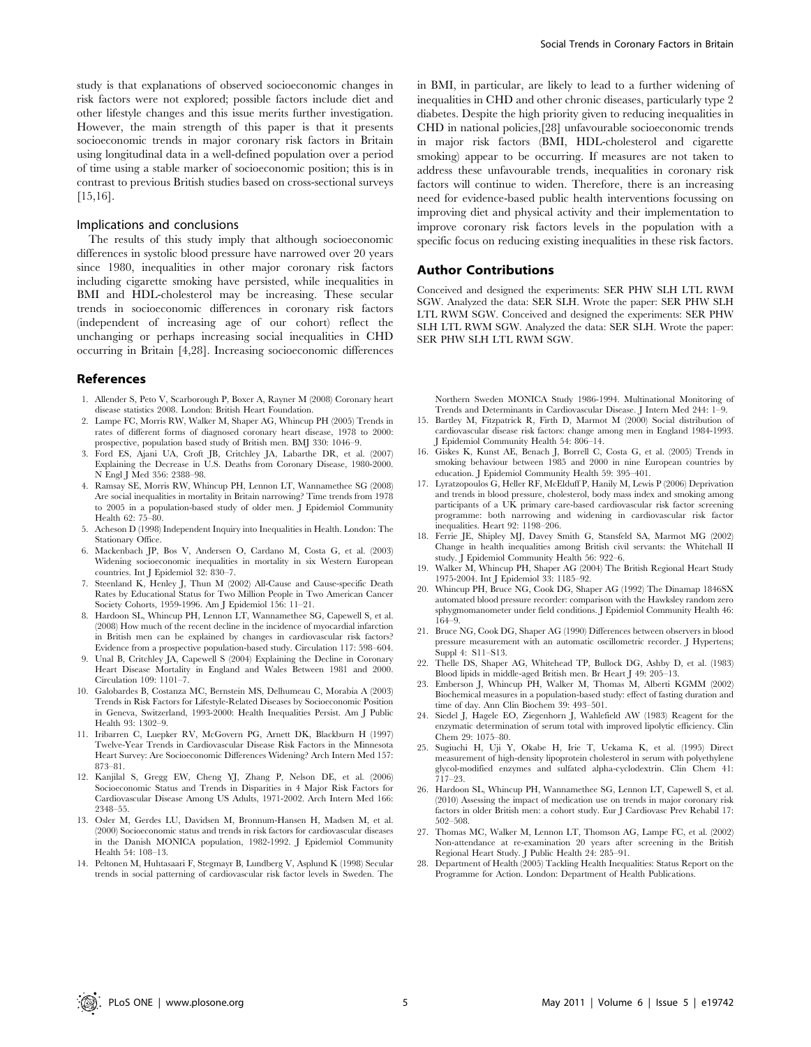study is that explanations of observed socioeconomic changes in risk factors were not explored; possible factors include diet and other lifestyle changes and this issue merits further investigation. However, the main strength of this paper is that it presents socioeconomic trends in major coronary risk factors in Britain using longitudinal data in a well-defined population over a period of time using a stable marker of socioeconomic position; this is in contrast to previous British studies based on cross-sectional surveys [15,16].

### Implications and conclusions

The results of this study imply that although socioeconomic differences in systolic blood pressure have narrowed over 20 years since 1980, inequalities in other major coronary risk factors including cigarette smoking have persisted, while inequalities in BMI and HDL-cholesterol may be increasing. These secular trends in socioeconomic differences in coronary risk factors (independent of increasing age of our cohort) reflect the unchanging or perhaps increasing social inequalities in CHD occurring in Britain [4,28]. Increasing socioeconomic differences in BMI, in particular, are likely to lead to a further widening of inequalities in CHD and other chronic diseases, particularly type 2 diabetes. Despite the high priority given to reducing inequalities in CHD in national policies,[28] unfavourable socioeconomic trends in major risk factors (BMI, HDL-cholesterol and cigarette smoking) appear to be occurring. If measures are not taken to address these unfavourable trends, inequalities in coronary risk factors will continue to widen. Therefore, there is an increasing need for evidence-based public health interventions focussing on improving diet and physical activity and their implementation to improve coronary risk factors levels in the population with a specific focus on reducing existing inequalities in these risk factors.

## Author Contributions

Conceived and designed the experiments: SER PHW SLH LTL RWM SGW. Analyzed the data: SER SLH. Wrote the paper: SER PHW SLH LTL RWM SGW. Conceived and designed the experiments: SER PHW SLH LTL RWM SGW. Analyzed the data: SER SLH. Wrote the paper: SER PHW SLH LTL RWM SGW.

## References

1. Allender S, Peto V, Scarborough P, Boxer A, Rayner M (2008) Coronary heart disease statistics 2008. London: British Heart Foundation.
2. Lampe FC, Morris RW, Walker M, Shaper AG, Whincup PH (2005) Trends in rates of different forms of diagnosed coronary heart disease, 1978 to 2000: prospective, population based study of British men. BMJ 330: 1046–9.
3. Ford ES, Ajani UA, Croft JB, Critchley JA, Labarthe DR, et al. (2007) Explaining the Decrease in U.S. Deaths from Coronary Disease, 1980-2000. N Engl J Med 356: 2388–98.
4. Ramsay SE, Morris RW, Whincup PH, Lennon LT, Wannamethee SG (2008) Are social inequalities in mortality in Britain narrowing? Time trends from 1978 to 2005 in a population-based study of older men. J Epidemiol Community Health 62: 75–80.
5. Acheson D (1998) Independent Inquiry into Inequalities in Health. London: The Stationary Office.
6. Mackenbach JP, Bos V, Andersen O, Cardano M, Costa G, et al. (2003) Widening socioeconomic inequalities in mortality in six Western European countries. Int J Epidemiol 32: 830–7.
7. Steenland K, Henley J, Thun M (2002) All-Cause and Cause-specific Death Rates by Educational Status for Two Million People in Two American Cancer Society Cohorts, 1959-1996. Am J Epidemiol 156: 11–21.
8. Hardoon SL, Whincup PH, Lennon LT, Wannamethee SG, Capewell S, et al. (2008) How much of the recent decline in the incidence of myocardial infarction in British men can be explained by changes in cardiovascular risk factors? Evidence from a prospective population-based study. Circulation 117: 598–604.
9. Unal B, Critchley JA, Capewell S (2004) Explaining the Decline in Coronary Heart Disease Mortality in England and Wales Between 1981 and 2000. Circulation 109: 1101–7.
10. Galobardes B, Costanza MC, Bernstein MS, Delhumeau C, Morabia A (2003) Trends in Risk Factors for Lifestyle-Related Diseases by Socioeconomic Position in Geneva, Switzerland, 1993-2000: Health Inequalities Persist. Am J Public Health 93: 1302–9.
11. Iribarren C, Luepker RV, McGovern PG, Arnett DK, Blackburn H (1997) Twelve-Year Trends in Cardiovascular Disease Risk Factors in the Minnesota Heart Survey: Are Socioeconomic Differences Widening? Arch Intern Med 157: 873–81.
12. Kanjilal S, Gregg EW, Cheng YJ, Zhang P, Nelson DE, et al. (2006) Socioeconomic Status and Trends in Disparities in 4 Major Risk Factors for Cardiovascular Disease Among US Adults, 1971-2002. Arch Intern Med 166: 2348–55.
13. Osler M, Gerdes LU, Davidsen M, Bronnum-Hansen H, Madsen M, et al. (2000) Socioeconomic status and trends in risk factors for cardiovascular diseases in the Danish MONICA population, 1982-1992. J Epidemiol Community Health 54: 108–13.
14. Peltonen M, Huhtasaari F, Stegmayr B, Lundberg V, Asplund K (1998) Secular trends in social patterning of cardiovascular risk factor levels in Sweden. The Northern Sweden MONICA Study 1986-1994. Multinational Monitoring of Trends and Determinants in Cardiovascular Disease. J Intern Med 244: 1–9.
15. Bartley M, Fitzpatrick R, Firth D, Marmot M (2000) Social distribution of cardiovascular disease risk factors: change among men in England 1984-1993. J Epidemiol Community Health 54: 806–14.
16. Giskes K, Kunst AE, Benach J, Borrell C, Costa G, et al. (2005) Trends in smoking behaviour between 1985 and 2000 in nine European countries by education. J Epidemiol Community Health 59: 395–401.
17. Lyratzopoulos G, Heller RF, McElduff P, Hanily M, Lewis P (2006) Deprivation and trends in blood pressure, cholesterol, body mass index and smoking among participants of a UK primary care-based cardiovascular risk factor screening programme: both narrowing and widening in cardiovascular risk factor inequalities. Heart 92: 1198–206.
18. Ferrie JE, Shipley MJ, Davey Smith G, Stansfeld SA, Marmot MG (2002) Change in health inequalities among British civil servants: the Whitehall II study. J Epidemiol Community Health 56: 922–6.
19. Walker M, Whincup PH, Shaper AG (2004) The British Regional Heart Study 1975-2004. Int J Epidemiol 33: 1185–92.
20. Whincup PH, Bruce NG, Cook DG, Shaper AG (1992) The Dinamap 1846SX automated blood pressure recorder: comparison with the Hawksley random zero sphygmomanometer under field conditions. J Epidemiol Community Health 46: 164–9.
21. Bruce NG, Cook DG, Shaper AG (1990) Differences between observers in blood pressure measurement with an automatic oscillometric recorder. J Hypertens; Suppl 4: S11–S13.
22. Thelle DS, Shaper AG, Whitehead TP, Bullock DG, Ashby D, et al. (1983) Blood lipids in middle-aged British men. Br Heart J 49: 205–13.
23. Emberson J, Whincup PH, Walker M, Thomas M, Alberti KGMM (2002) Biochemical measures in a population-based study: effect of fasting duration and time of day. Ann Clin Biochem 39: 493–501.
24. Siedel J, Hagele EO, Ziegenhorn J, Wahlefield AW (1983) Reagent for the enzymatic determination of serum total with improved lipolytic efficiency. Clin Chem 29: 1075–80.
25. Sugiuchi H, Uji Y, Okabe H, Irie T, Uekama K, et al. (1995) Direct measurement of high-density lipoprotein cholesterol in serum with polyethylene glycol-modified enzymes and sulfated alpha-cyclodextrin. Clin Chem 41: 717–23.
26. Hardoon SL, Whincup PH, Wannamethee SG, Lennon LT, Capewell S, et al. (2010) Assessing the impact of medication use on trends in major coronary risk factors in older British men: a cohort study. Eur J Cardiovasc Prev Rehabil 17: 502–508.
27. Thomas MC, Walker M, Lennon LT, Thomson AG, Lampe FC, et al. (2002) Non-attendance at re-examination 20 years after screening in the British Regional Heart Study. J Public Health 24: 285–91.
28. Department of Health (2005) Tackling Health Inequalities: Status Report on the Programme for Action. London: Department of Health Publications.